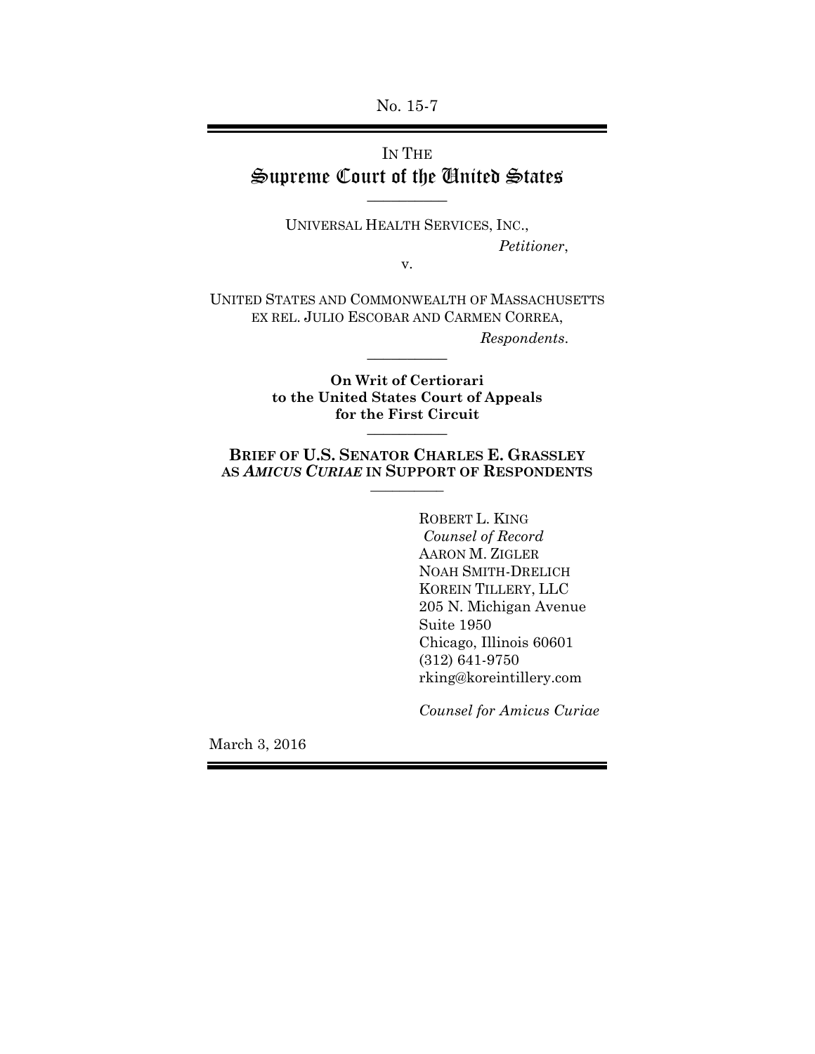No. 15-7

IN THE

# Supreme Court of the United States

---

UNIVERSAL HEALTH SERVICES, INC.,

*Petitioner*,

v.

UNITED STATES AND COMMONWEALTH OF MASSACHUSETTS EX REL. JULIO ESCOBAR AND CARMEN CORREA,

*Respondents*.

---

**On Writ of Certiorari to the United States Court of Appeals for the First Circuit**

---

**BRIEF OF U.S. SENATOR CHARLES E. GRASSLEY AS *AMICUS CURIAE* IN SUPPORT OF RESPONDENTS**

---

ROBERT L. KING
*Counsel of Record*
AARON M. ZIGLER
NOAH SMITH-DRELICH
KOREIN TILLERY, LLC
205 N. Michigan Avenue
Suite 1950
Chicago, Illinois 60601
(312) 641-9750
rking@koreintillery.com

*Counsel for Amicus Curiae*

March 3, 2016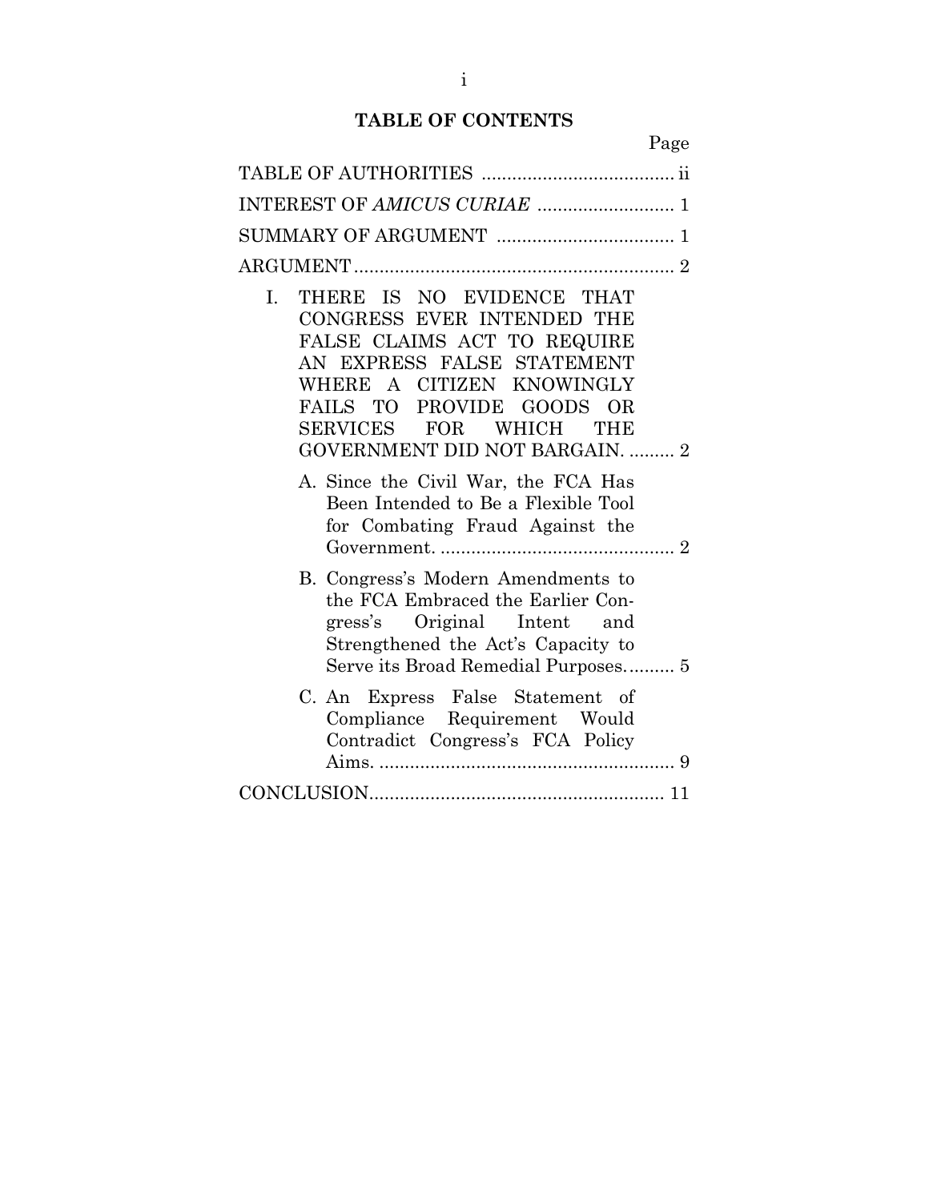# TABLE OF CONTENTS

| | Page |
|---|---|
| TABLE OF AUTHORITIES | ii |
| INTEREST OF *AMICUS CURIAE* | 1 |
| SUMMARY OF ARGUMENT | 1 |
| ARGUMENT | 2 |
| I. THERE IS NO EVIDENCE THAT CONGRESS EVER INTENDED THE FALSE CLAIMS ACT TO REQUIRE AN EXPRESS FALSE STATEMENT WHERE A CITIZEN KNOWINGLY FAILS TO PROVIDE GOODS OR SERVICES FOR WHICH THE GOVERNMENT DID NOT BARGAIN. | 2 |
| A. Since the Civil War, the FCA Has Been Intended to Be a Flexible Tool for Combating Fraud Against the Government. | 2 |
| B. Congress's Modern Amendments to the FCA Embraced the Earlier Congress's Original Intent and Strengthened the Act's Capacity to Serve its Broad Remedial Purposes. | 5 |
| C. An Express False Statement of Compliance Requirement Would Contradict Congress's FCA Policy Aims. | 9 |
| CONCLUSION | 11 |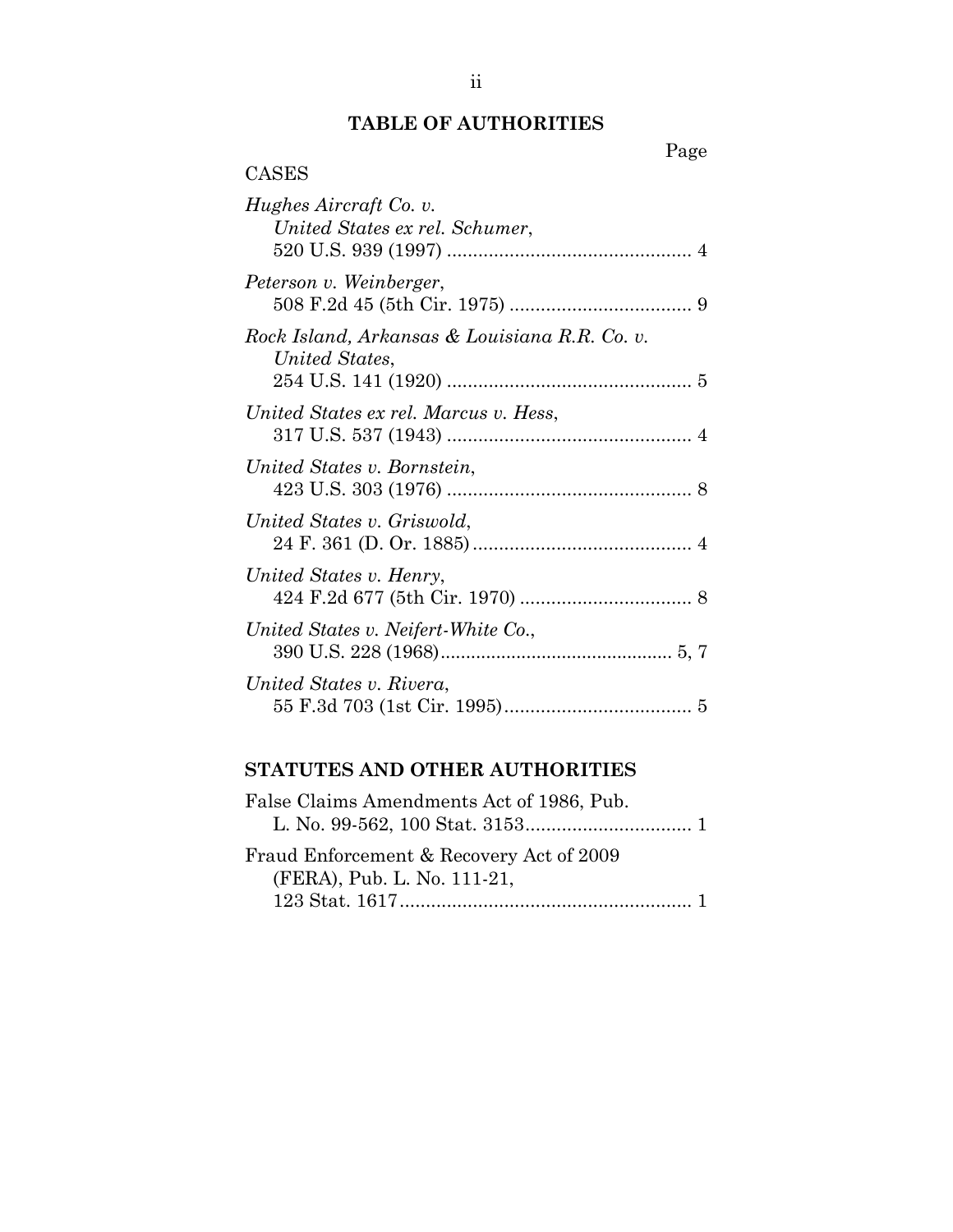# TABLE OF AUTHORITIES

Page

CASES

*Hughes Aircraft Co. v. United States ex rel. Schumer*, 520 U.S. 939 (1997) .............................................. 4

*Peterson v. Weinberger*, 508 F.2d 45 (5th Cir. 1975) .................................. 9

*Rock Island, Arkansas & Louisiana R.R. Co. v. United States*, 254 U.S. 141 (1920) .............................................. 5

*United States ex rel. Marcus v. Hess*, 317 U.S. 537 (1943) .............................................. 4

*United States v. Bornstein*, 423 U.S. 303 (1976) .............................................. 8

*United States v. Griswold*, 24 F. 361 (D. Or. 1885) .......................................... 4

*United States v. Henry*, 424 F.2d 677 (5th Cir. 1970) ................................ 8

*United States v. Neifert-White Co.*, 390 U.S. 228 (1968)............................................ 5, 7

*United States v. Rivera*, 55 F.3d 703 (1st Cir. 1995).................................. 5

## STATUTES AND OTHER AUTHORITIES

False Claims Amendments Act of 1986, Pub. L. No. 99-562, 100 Stat. 3153................................ 1

Fraud Enforcement & Recovery Act of 2009 (FERA), Pub. L. No. 111-21, 123 Stat. 1617....................................................... 1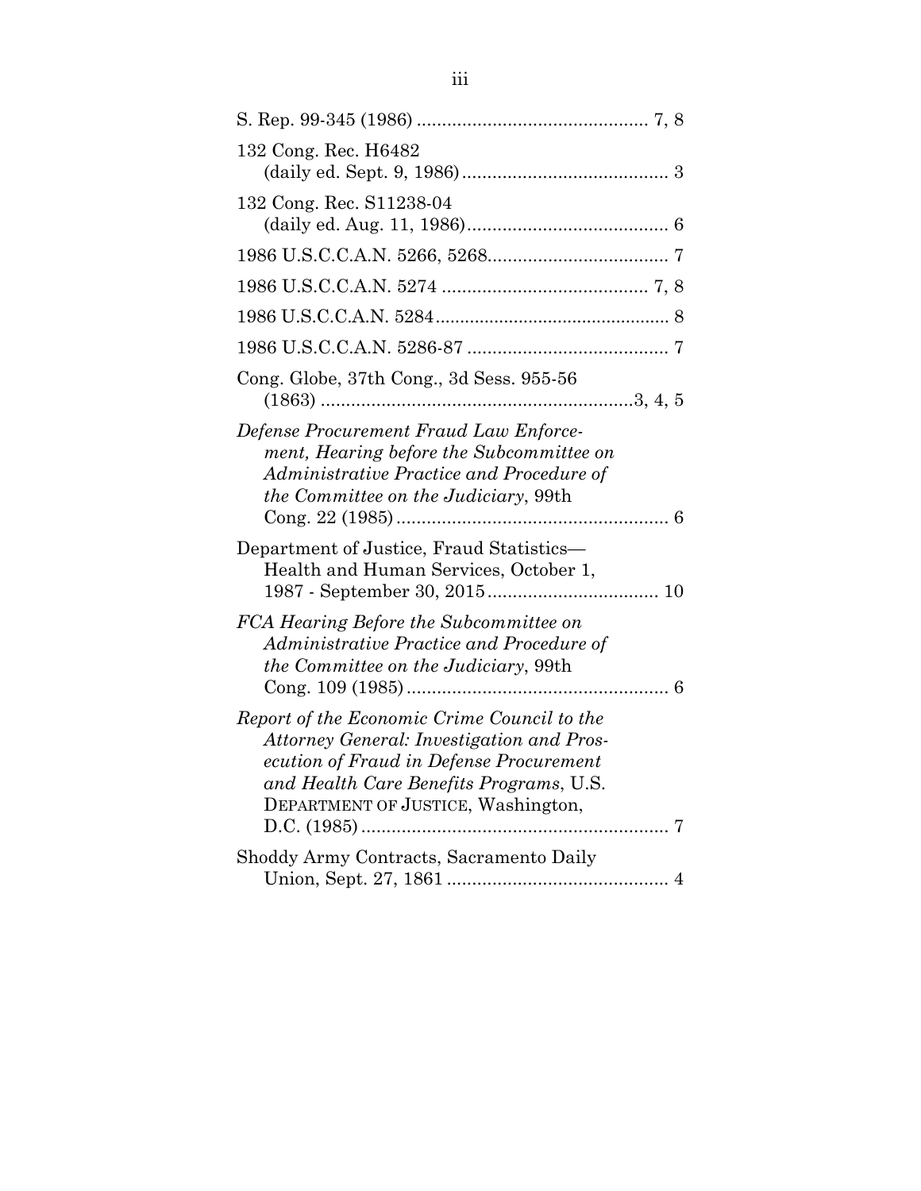S. Rep. 99-345 (1986) ............................................. 7, 8

132 Cong. Rec. H6482 (daily ed. Sept. 9, 1986)......................................... 3

132 Cong. Rec. S11238-04 (daily ed. Aug. 11, 1986)........................................ 6

1986 U.S.C.C.A.N. 5266, 5268.................................... 7

1986 U.S.C.C.A.N. 5274 ......................................... 7, 8

1986 U.S.C.C.A.N. 5284............................................... 8

1986 U.S.C.C.A.N. 5286-87 ........................................ 7

Cong. Globe, 37th Cong., 3d Sess. 955-56 (1863) .............................................................3, 4, 5

*Defense Procurement Fraud Law Enforcement, Hearing before the Subcommittee on Administrative Practice and Procedure of the Committee on the Judiciary*, 99th Cong. 22 (1985)...................................................... 6

Department of Justice, Fraud Statistics—Health and Human Services, October 1, 1987 - September 30, 2015.................................. 10

*FCA Hearing Before the Subcommittee on Administrative Practice and Procedure of the Committee on the Judiciary*, 99th Cong. 109 (1985).................................................... 6

*Report of the Economic Crime Council to the Attorney General: Investigation and Prosecution of Fraud in Defense Procurement and Health Care Benefits Programs*, U.S. DEPARTMENT OF JUSTICE, Washington, D.C. (1985)............................................................ 7

Shoddy Army Contracts, Sacramento Daily Union, Sept. 27, 1861 ............................................ 4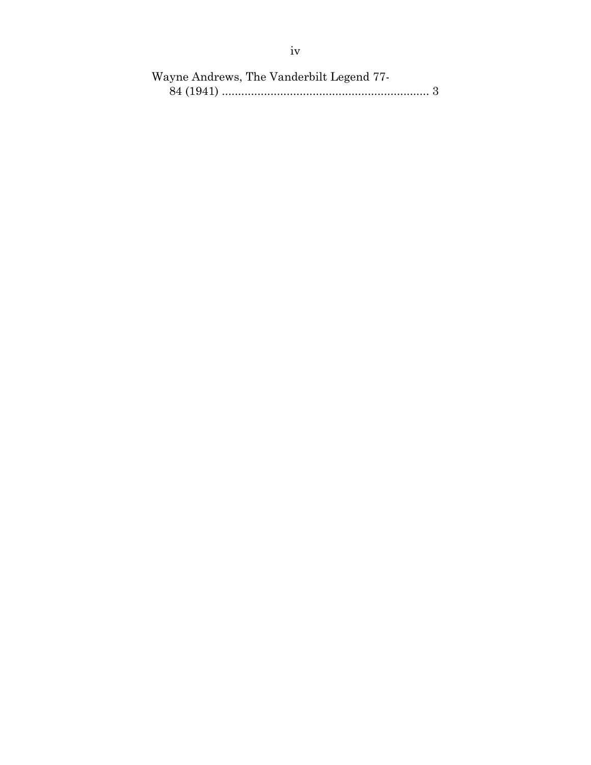Wayne Andrews, The Vanderbilt Legend 77-84 (1941) ................................................................ 3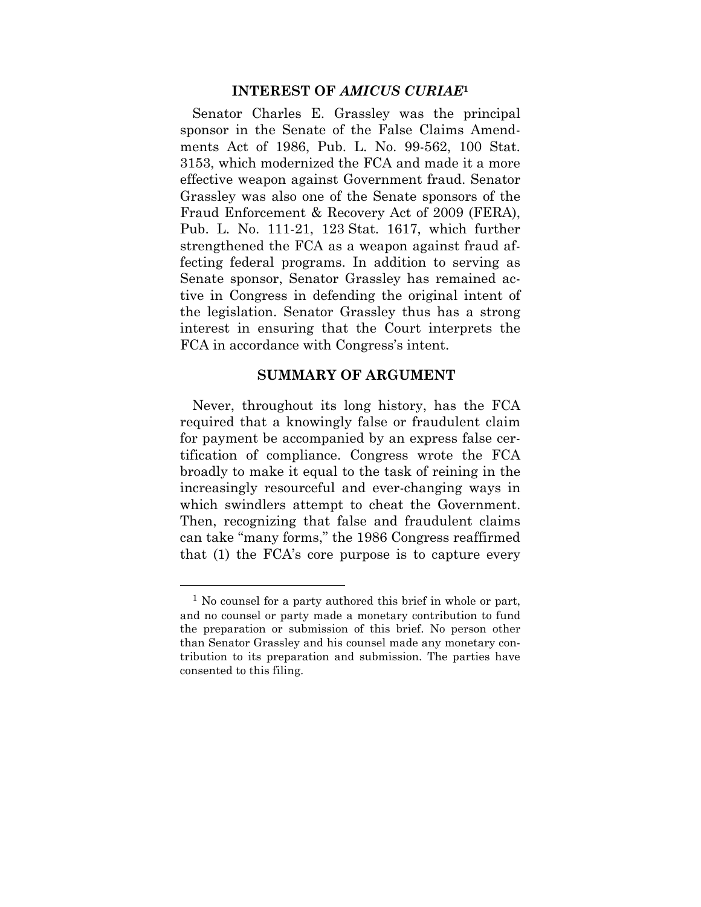## INTEREST OF *AMICUS CURIAE*[1]

Senator Charles E. Grassley was the principal sponsor in the Senate of the False Claims Amendments Act of 1986, Pub. L. No. 99-562, 100 Stat. 3153, which modernized the FCA and made it a more effective weapon against Government fraud. Senator Grassley was also one of the Senate sponsors of the Fraud Enforcement & Recovery Act of 2009 (FERA), Pub. L. No. 111-21, 123 Stat. 1617, which further strengthened the FCA as a weapon against fraud affecting federal programs. In addition to serving as Senate sponsor, Senator Grassley has remained active in Congress in defending the original intent of the legislation. Senator Grassley thus has a strong interest in ensuring that the Court interprets the FCA in accordance with Congress's intent.

## SUMMARY OF ARGUMENT

Never, throughout its long history, has the FCA required that a knowingly false or fraudulent claim for payment be accompanied by an express false certification of compliance. Congress wrote the FCA broadly to make it equal to the task of reining in the increasingly resourceful and ever-changing ways in which swindlers attempt to cheat the Government. Then, recognizing that false and fraudulent claims can take "many forms," the 1986 Congress reaffirmed that (1) the FCA's core purpose is to capture every

---

[1] No counsel for a party authored this brief in whole or part, and no counsel or party made a monetary contribution to fund the preparation or submission of this brief. No person other than Senator Grassley and his counsel made any monetary contribution to its preparation and submission. The parties have consented to this filing.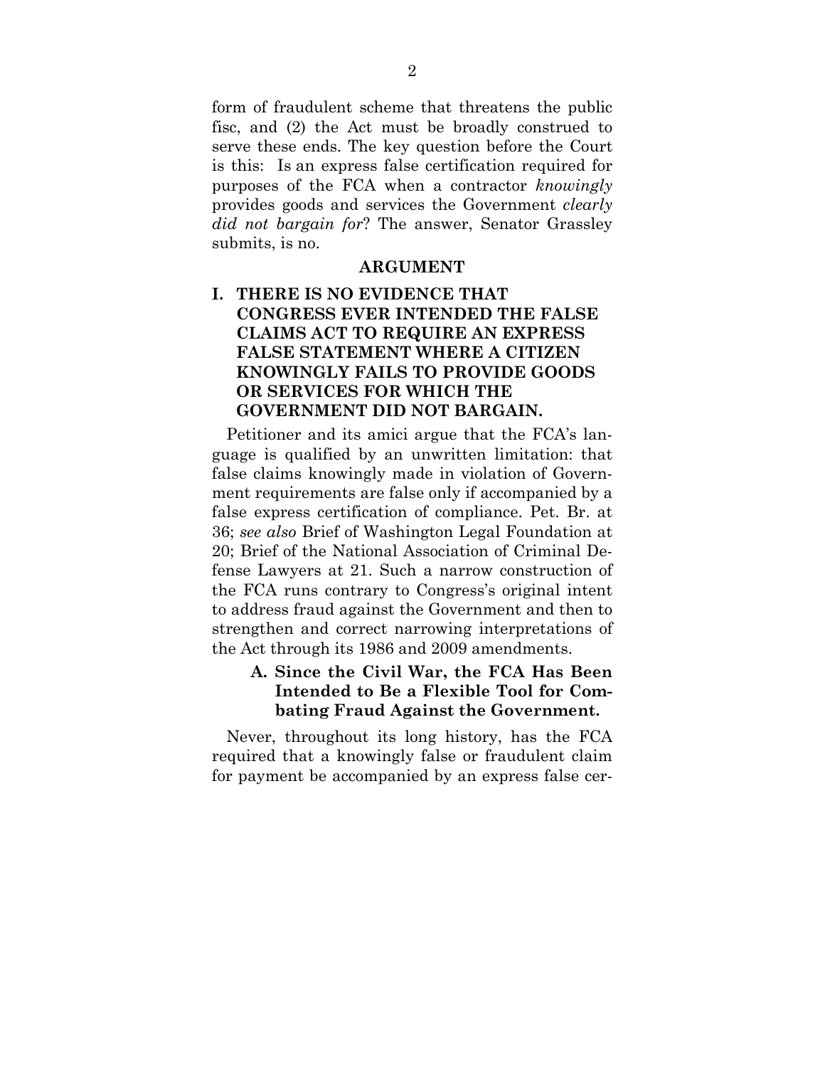form of fraudulent scheme that threatens the public fisc, and (2) the Act must be broadly construed to serve these ends. The key question before the Court is this: Is an express false certification required for purposes of the FCA when a contractor *knowingly* provides goods and services the Government *clearly did not bargain for*? The answer, Senator Grassley submits, is no.

## ARGUMENT

### I. THERE IS NO EVIDENCE THAT CONGRESS EVER INTENDED THE FALSE CLAIMS ACT TO REQUIRE AN EXPRESS FALSE STATEMENT WHERE A CITIZEN KNOWINGLY FAILS TO PROVIDE GOODS OR SERVICES FOR WHICH THE GOVERNMENT DID NOT BARGAIN.

Petitioner and its amici argue that the FCA's language is qualified by an unwritten limitation: that false claims knowingly made in violation of Government requirements are false only if accompanied by a false express certification of compliance. Pet. Br. at 36; *see also* Brief of Washington Legal Foundation at 20; Brief of the National Association of Criminal Defense Lawyers at 21. Such a narrow construction of the FCA runs contrary to Congress's original intent to address fraud against the Government and then to strengthen and correct narrowing interpretations of the Act through its 1986 and 2009 amendments.

#### A. Since the Civil War, the FCA Has Been Intended to Be a Flexible Tool for Combating Fraud Against the Government.

Never, throughout its long history, has the FCA required that a knowingly false or fraudulent claim for payment be accompanied by an express false cer-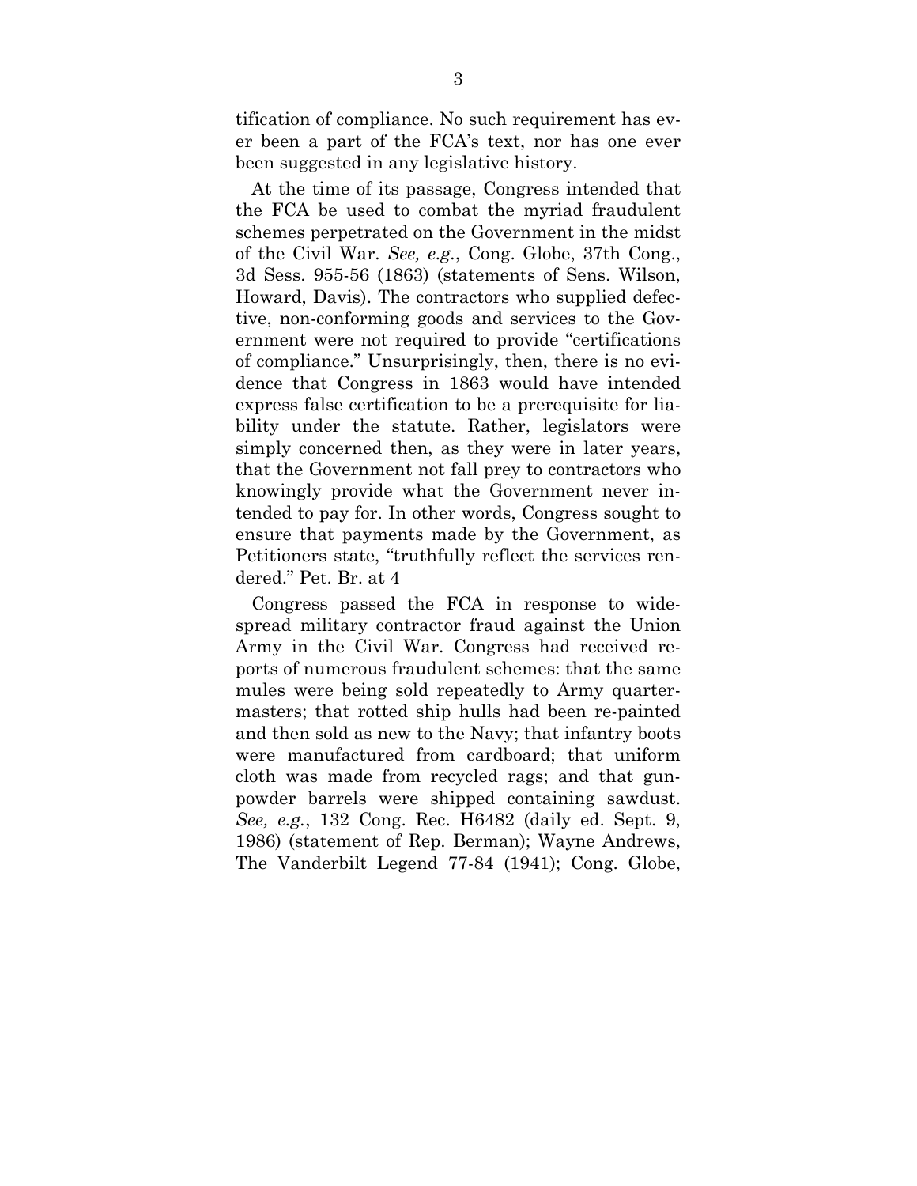tification of compliance. No such requirement has ever been a part of the FCA's text, nor has one ever been suggested in any legislative history.

At the time of its passage, Congress intended that the FCA be used to combat the myriad fraudulent schemes perpetrated on the Government in the midst of the Civil War. *See, e.g.*, Cong. Globe, 37th Cong., 3d Sess. 955-56 (1863) (statements of Sens. Wilson, Howard, Davis). The contractors who supplied defective, non-conforming goods and services to the Government were not required to provide "certifications of compliance." Unsurprisingly, then, there is no evidence that Congress in 1863 would have intended express false certification to be a prerequisite for liability under the statute. Rather, legislators were simply concerned then, as they were in later years, that the Government not fall prey to contractors who knowingly provide what the Government never intended to pay for. In other words, Congress sought to ensure that payments made by the Government, as Petitioners state, "truthfully reflect the services rendered." Pet. Br. at 4

Congress passed the FCA in response to widespread military contractor fraud against the Union Army in the Civil War. Congress had received reports of numerous fraudulent schemes: that the same mules were being sold repeatedly to Army quartermasters; that rotted ship hulls had been re-painted and then sold as new to the Navy; that infantry boots were manufactured from cardboard; that uniform cloth was made from recycled rags; and that gunpowder barrels were shipped containing sawdust. *See, e.g.*, 132 Cong. Rec. H6482 (daily ed. Sept. 9, 1986) (statement of Rep. Berman); Wayne Andrews, The Vanderbilt Legend 77-84 (1941); Cong. Globe,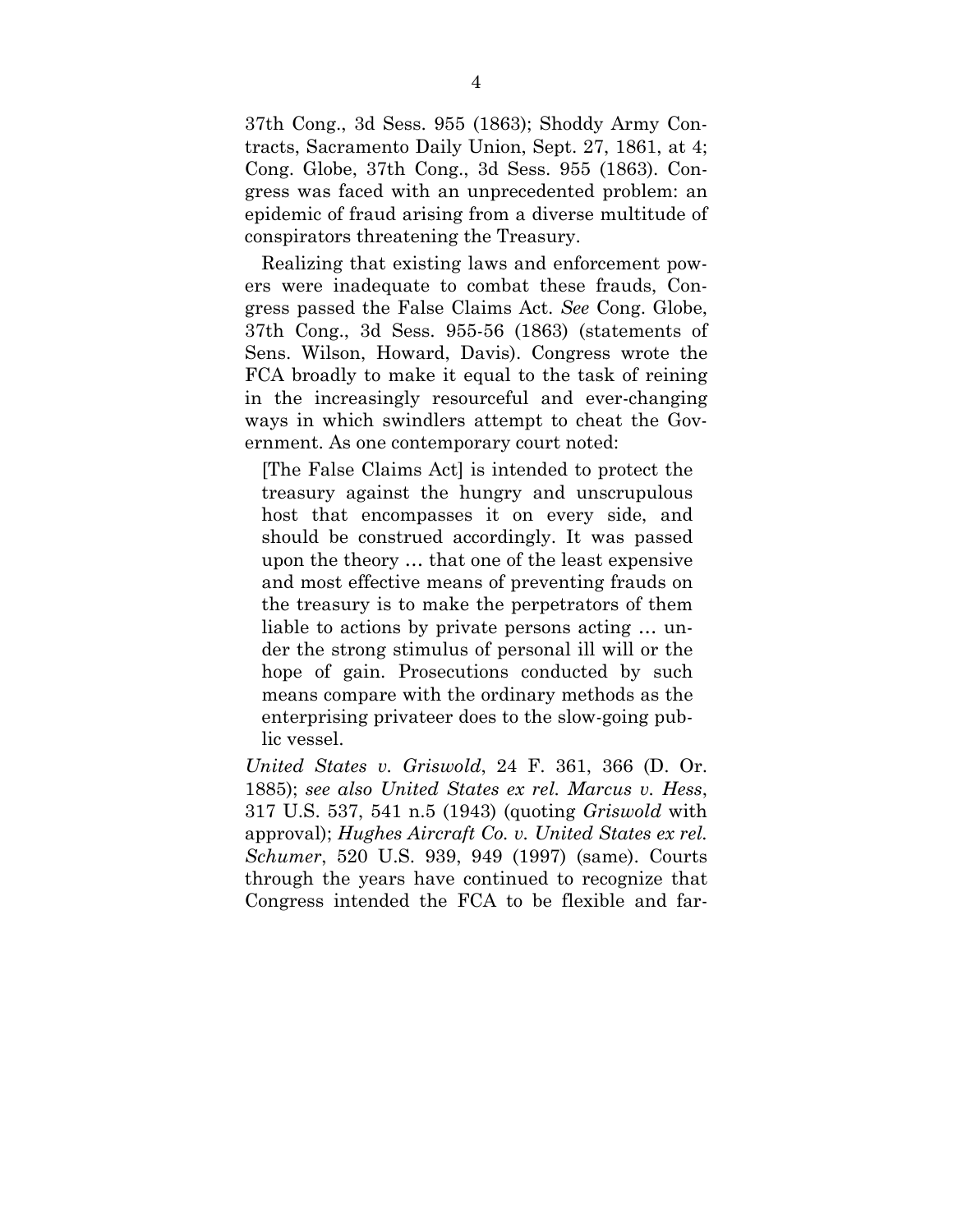37th Cong., 3d Sess. 955 (1863); Shoddy Army Contracts, Sacramento Daily Union, Sept. 27, 1861, at 4; Cong. Globe, 37th Cong., 3d Sess. 955 (1863). Congress was faced with an unprecedented problem: an epidemic of fraud arising from a diverse multitude of conspirators threatening the Treasury.

Realizing that existing laws and enforcement powers were inadequate to combat these frauds, Congress passed the False Claims Act. *See* Cong. Globe, 37th Cong., 3d Sess. 955-56 (1863) (statements of Sens. Wilson, Howard, Davis). Congress wrote the FCA broadly to make it equal to the task of reining in the increasingly resourceful and ever-changing ways in which swindlers attempt to cheat the Government. As one contemporary court noted:

> [The False Claims Act] is intended to protect the treasury against the hungry and unscrupulous host that encompasses it on every side, and should be construed accordingly. It was passed upon the theory … that one of the least expensive and most effective means of preventing frauds on the treasury is to make the perpetrators of them liable to actions by private persons acting … under the strong stimulus of personal ill will or the hope of gain. Prosecutions conducted by such means compare with the ordinary methods as the enterprising privateer does to the slow-going public vessel.

*United States v. Griswold*, 24 F. 361, 366 (D. Or. 1885); *see also United States ex rel. Marcus v. Hess*, 317 U.S. 537, 541 n.5 (1943) (quoting *Griswold* with approval); *Hughes Aircraft Co. v. United States ex rel. Schumer*, 520 U.S. 939, 949 (1997) (same). Courts through the years have continued to recognize that Congress intended the FCA to be flexible and far-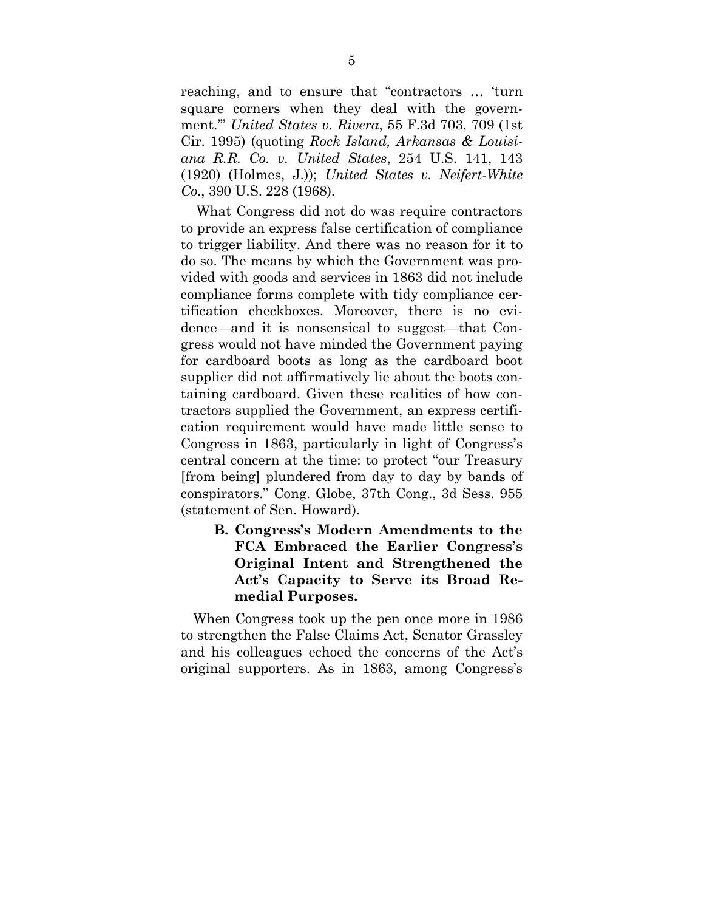reaching, and to ensure that "contractors … 'turn square corners when they deal with the government.'" *United States v. Rivera*, 55 F.3d 703, 709 (1st Cir. 1995) (quoting *Rock Island, Arkansas & Louisiana R.R. Co. v. United States*, 254 U.S. 141, 143 (1920) (Holmes, J.)); *United States v. Neifert-White Co.*, 390 U.S. 228 (1968).

What Congress did not do was require contractors to provide an express false certification of compliance to trigger liability. And there was no reason for it to do so. The means by which the Government was provided with goods and services in 1863 did not include compliance forms complete with tidy compliance certification checkboxes. Moreover, there is no evidence—and it is nonsensical to suggest—that Congress would not have minded the Government paying for cardboard boots as long as the cardboard boot supplier did not affirmatively lie about the boots containing cardboard. Given these realities of how contractors supplied the Government, an express certification requirement would have made little sense to Congress in 1863, particularly in light of Congress's central concern at the time: to protect "our Treasury [from being] plundered from day to day by bands of conspirators." Cong. Globe, 37th Cong., 3d Sess. 955 (statement of Sen. Howard).

### B. Congress's Modern Amendments to the FCA Embraced the Earlier Congress's Original Intent and Strengthened the Act's Capacity to Serve its Broad Remedial Purposes.

When Congress took up the pen once more in 1986 to strengthen the False Claims Act, Senator Grassley and his colleagues echoed the concerns of the Act's original supporters. As in 1863, among Congress's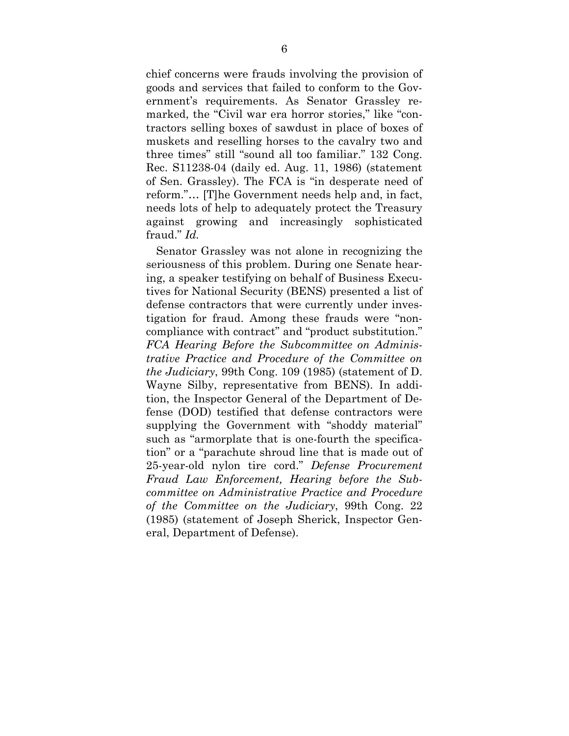chief concerns were frauds involving the provision of goods and services that failed to conform to the Government's requirements. As Senator Grassley remarked, the "Civil war era horror stories," like "contractors selling boxes of sawdust in place of boxes of muskets and reselling horses to the cavalry two and three times" still "sound all too familiar." 132 Cong. Rec. S11238-04 (daily ed. Aug. 11, 1986) (statement of Sen. Grassley). The FCA is "in desperate need of reform."… [T]he Government needs help and, in fact, needs lots of help to adequately protect the Treasury against growing and increasingly sophisticated fraud." *Id.*

Senator Grassley was not alone in recognizing the seriousness of this problem. During one Senate hearing, a speaker testifying on behalf of Business Executives for National Security (BENS) presented a list of defense contractors that were currently under investigation for fraud. Among these frauds were "noncompliance with contract" and "product substitution." *FCA Hearing Before the Subcommittee on Administrative Practice and Procedure of the Committee on the Judiciary*, 99th Cong. 109 (1985) (statement of D. Wayne Silby, representative from BENS). In addition, the Inspector General of the Department of Defense (DOD) testified that defense contractors were supplying the Government with "shoddy material" such as "armorplate that is one-fourth the specification" or a "parachute shroud line that is made out of 25-year-old nylon tire cord." *Defense Procurement Fraud Law Enforcement, Hearing before the Subcommittee on Administrative Practice and Procedure of the Committee on the Judiciary*, 99th Cong. 22 (1985) (statement of Joseph Sherick, Inspector General, Department of Defense).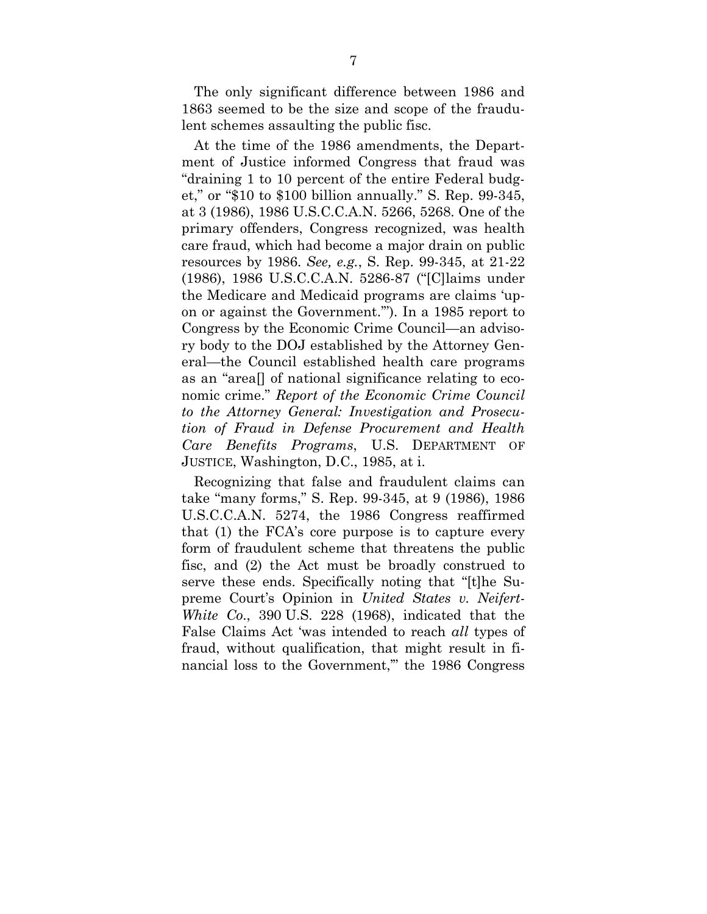The only significant difference between 1986 and 1863 seemed to be the size and scope of the fraudulent schemes assaulting the public fisc.

At the time of the 1986 amendments, the Department of Justice informed Congress that fraud was "draining 1 to 10 percent of the entire Federal budget," or "$10 to $100 billion annually." S. Rep. 99-345, at 3 (1986), 1986 U.S.C.C.A.N. 5266, 5268. One of the primary offenders, Congress recognized, was health care fraud, which had become a major drain on public resources by 1986. *See, e.g.*, S. Rep. 99-345, at 21-22 (1986), 1986 U.S.C.C.A.N. 5286-87 ("[C]laims under the Medicare and Medicaid programs are claims 'upon or against the Government.'"). In a 1985 report to Congress by the Economic Crime Council—an advisory body to the DOJ established by the Attorney General—the Council established health care programs as an "area[] of national significance relating to economic crime." *Report of the Economic Crime Council to the Attorney General: Investigation and Prosecution of Fraud in Defense Procurement and Health Care Benefits Programs*, U.S. DEPARTMENT OF JUSTICE, Washington, D.C., 1985, at i.

Recognizing that false and fraudulent claims can take "many forms," S. Rep. 99-345, at 9 (1986), 1986 U.S.C.C.A.N. 5274, the 1986 Congress reaffirmed that (1) the FCA's core purpose is to capture every form of fraudulent scheme that threatens the public fisc, and (2) the Act must be broadly construed to serve these ends. Specifically noting that "[t]he Supreme Court's Opinion in *United States v. Neifert-White Co.*, 390 U.S. 228 (1968), indicated that the False Claims Act 'was intended to reach *all* types of fraud, without qualification, that might result in financial loss to the Government,'" the 1986 Congress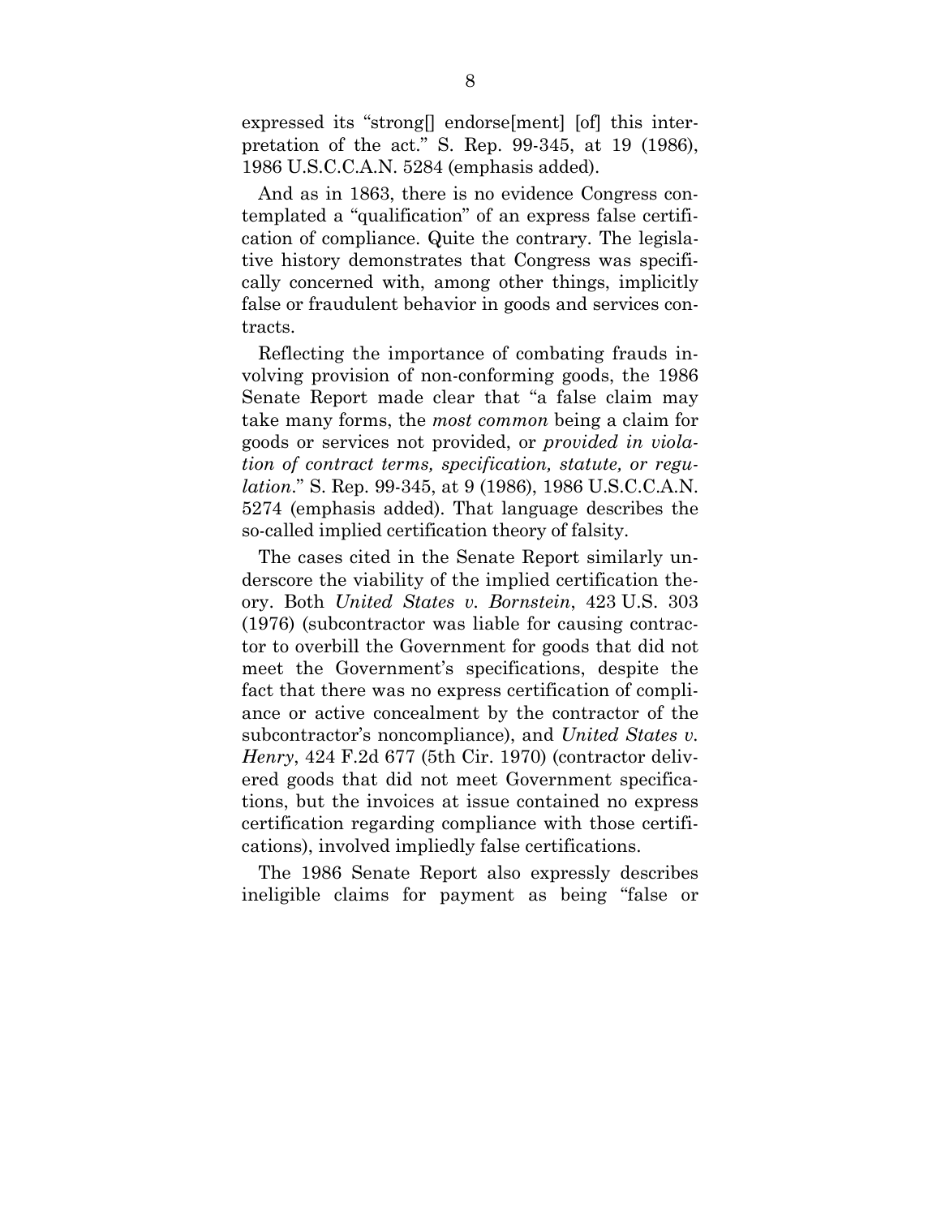expressed its "strong[] endorse[ment] [of] this interpretation of the act." S. Rep. 99-345, at 19 (1986), 1986 U.S.C.C.A.N. 5284 (emphasis added).

And as in 1863, there is no evidence Congress contemplated a "qualification" of an express false certification of compliance. Quite the contrary. The legislative history demonstrates that Congress was specifically concerned with, among other things, implicitly false or fraudulent behavior in goods and services contracts.

Reflecting the importance of combating frauds involving provision of non-conforming goods, the 1986 Senate Report made clear that "a false claim may take many forms, the *most common* being a claim for goods or services not provided, or *provided in violation of contract terms, specification, statute, or regulation*." S. Rep. 99-345, at 9 (1986), 1986 U.S.C.C.A.N. 5274 (emphasis added). That language describes the so-called implied certification theory of falsity.

The cases cited in the Senate Report similarly underscore the viability of the implied certification theory. Both *United States v. Bornstein*, 423 U.S. 303 (1976) (subcontractor was liable for causing contractor to overbill the Government for goods that did not meet the Government's specifications, despite the fact that there was no express certification of compliance or active concealment by the contractor of the subcontractor's noncompliance), and *United States v. Henry*, 424 F.2d 677 (5th Cir. 1970) (contractor delivered goods that did not meet Government specifications, but the invoices at issue contained no express certification regarding compliance with those certifications), involved impliedly false certifications.

The 1986 Senate Report also expressly describes ineligible claims for payment as being "false or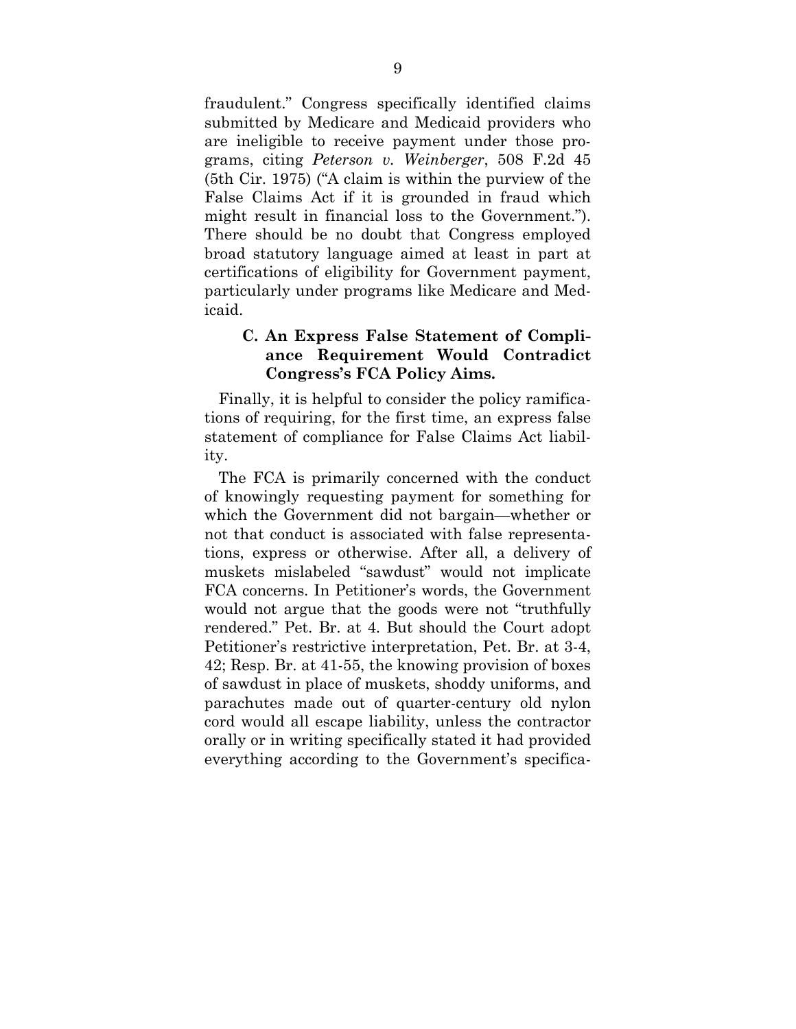fraudulent." Congress specifically identified claims submitted by Medicare and Medicaid providers who are ineligible to receive payment under those programs, citing *Peterson v. Weinberger*, 508 F.2d 45 (5th Cir. 1975) ("A claim is within the purview of the False Claims Act if it is grounded in fraud which might result in financial loss to the Government."). There should be no doubt that Congress employed broad statutory language aimed at least in part at certifications of eligibility for Government payment, particularly under programs like Medicare and Medicaid.

### C. An Express False Statement of Compliance Requirement Would Contradict Congress's FCA Policy Aims.

Finally, it is helpful to consider the policy ramifications of requiring, for the first time, an express false statement of compliance for False Claims Act liability.

The FCA is primarily concerned with the conduct of knowingly requesting payment for something for which the Government did not bargain—whether or not that conduct is associated with false representations, express or otherwise. After all, a delivery of muskets mislabeled "sawdust" would not implicate FCA concerns. In Petitioner's words, the Government would not argue that the goods were not "truthfully rendered." Pet. Br. at 4. But should the Court adopt Petitioner's restrictive interpretation, Pet. Br. at 3-4, 42; Resp. Br. at 41-55, the knowing provision of boxes of sawdust in place of muskets, shoddy uniforms, and parachutes made out of quarter-century old nylon cord would all escape liability, unless the contractor orally or in writing specifically stated it had provided everything according to the Government's specifica-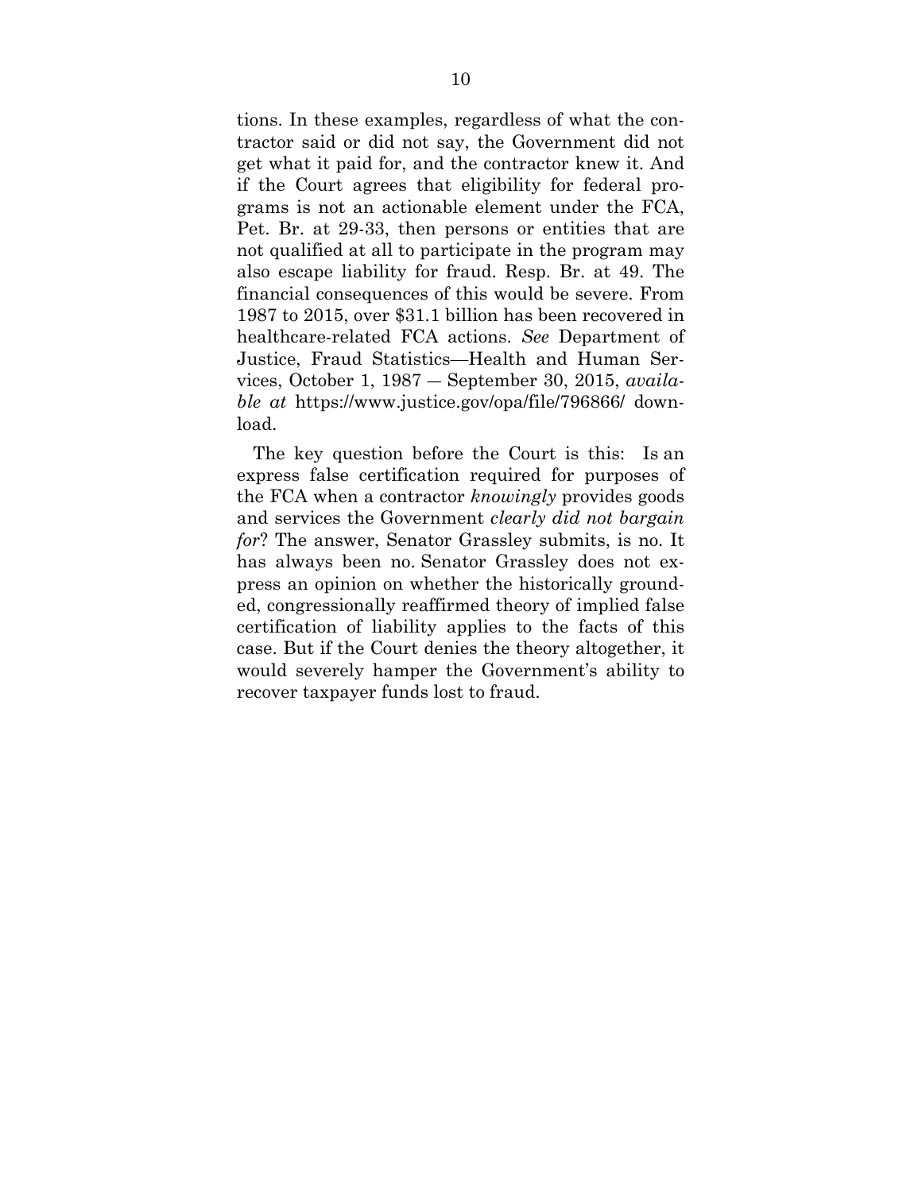tions. In these examples, regardless of what the contractor said or did not say, the Government did not get what it paid for, and the contractor knew it. And if the Court agrees that eligibility for federal programs is not an actionable element under the FCA, Pet. Br. at 29-33, then persons or entities that are not qualified at all to participate in the program may also escape liability for fraud. Resp. Br. at 49. The financial consequences of this would be severe. From 1987 to 2015, over $31.1 billion has been recovered in healthcare-related FCA actions. *See* Department of Justice, Fraud Statistics—Health and Human Services, October 1, 1987 — September 30, 2015, *available at* https://www.justice.gov/opa/file/796866/ download.

The key question before the Court is this: Is an express false certification required for purposes of the FCA when a contractor *knowingly* provides goods and services the Government *clearly did not bargain for*? The answer, Senator Grassley submits, is no. It has always been no. Senator Grassley does not express an opinion on whether the historically grounded, congressionally reaffirmed theory of implied false certification of liability applies to the facts of this case. But if the Court denies the theory altogether, it would severely hamper the Government's ability to recover taxpayer funds lost to fraud.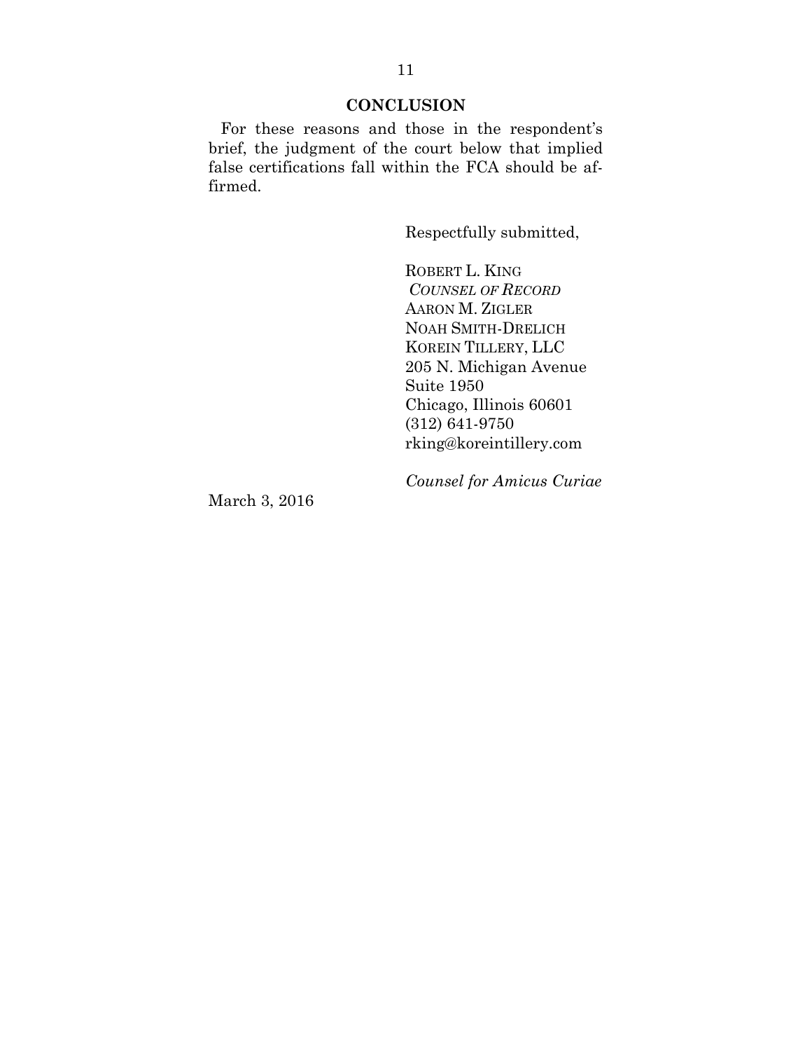## CONCLUSION

For these reasons and those in the respondent's brief, the judgment of the court below that implied false certifications fall within the FCA should be affirmed.

Respectfully submitted,

ROBERT L. KING
*COUNSEL OF RECORD*
AARON M. ZIGLER
NOAH SMITH-DRELICH
KOREIN TILLERY, LLC
205 N. Michigan Avenue
Suite 1950
Chicago, Illinois 60601
(312) 641-9750
rking@koreintillery.com

*Counsel for Amicus Curiae*

March 3, 2016